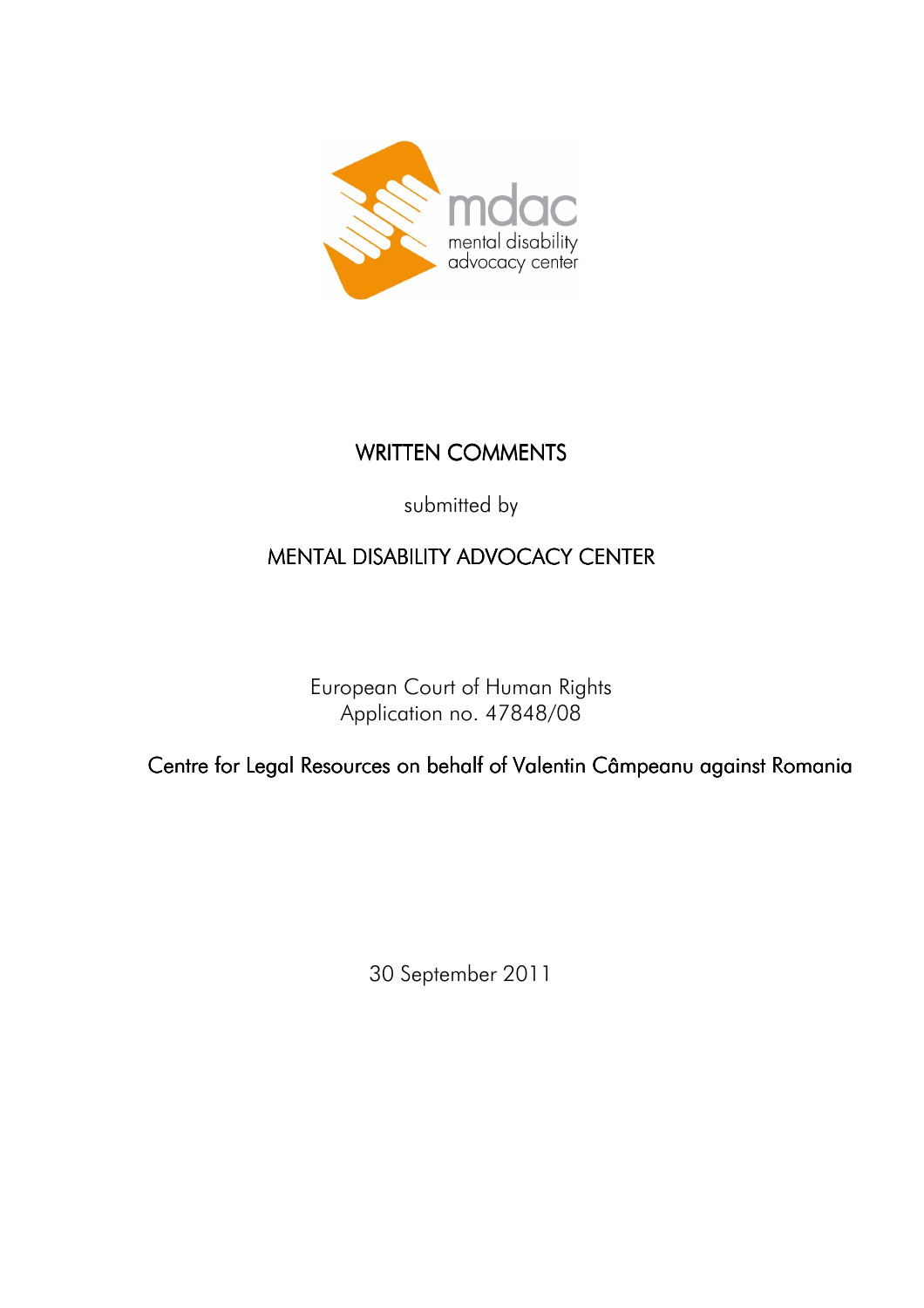mdac
mental disability
advocacy center

# WRITTEN COMMENTS

submitted by

## MENTAL DISABILITY ADVOCACY CENTER

European Court of Human Rights
Application no. 47848/08

Centre for Legal Resources on behalf of Valentin Câmpeanu against Romania

30 September 2011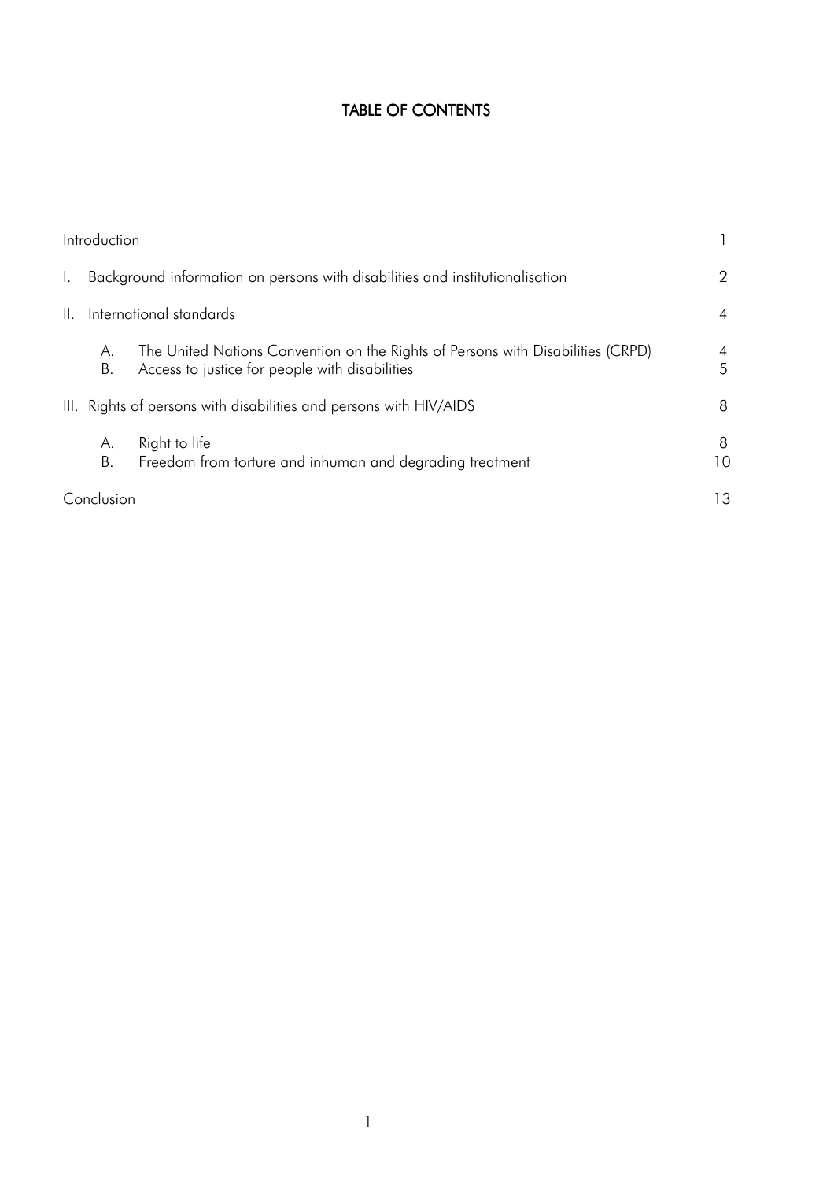# TABLE OF CONTENTS

| | |
|---|---|
| Introduction | 1 |
| I. Background information on persons with disabilities and institutionalisation | 2 |
| II. International standards | 4 |
| A. The United Nations Convention on the Rights of Persons with Disabilities (CRPD) | 4 |
| B. Access to justice for people with disabilities | 5 |
| III. Rights of persons with disabilities and persons with HIV/AIDS | 8 |
| A. Right to life | 8 |
| B. Freedom from torture and inhuman and degrading treatment | 10 |
| Conclusion | 13 |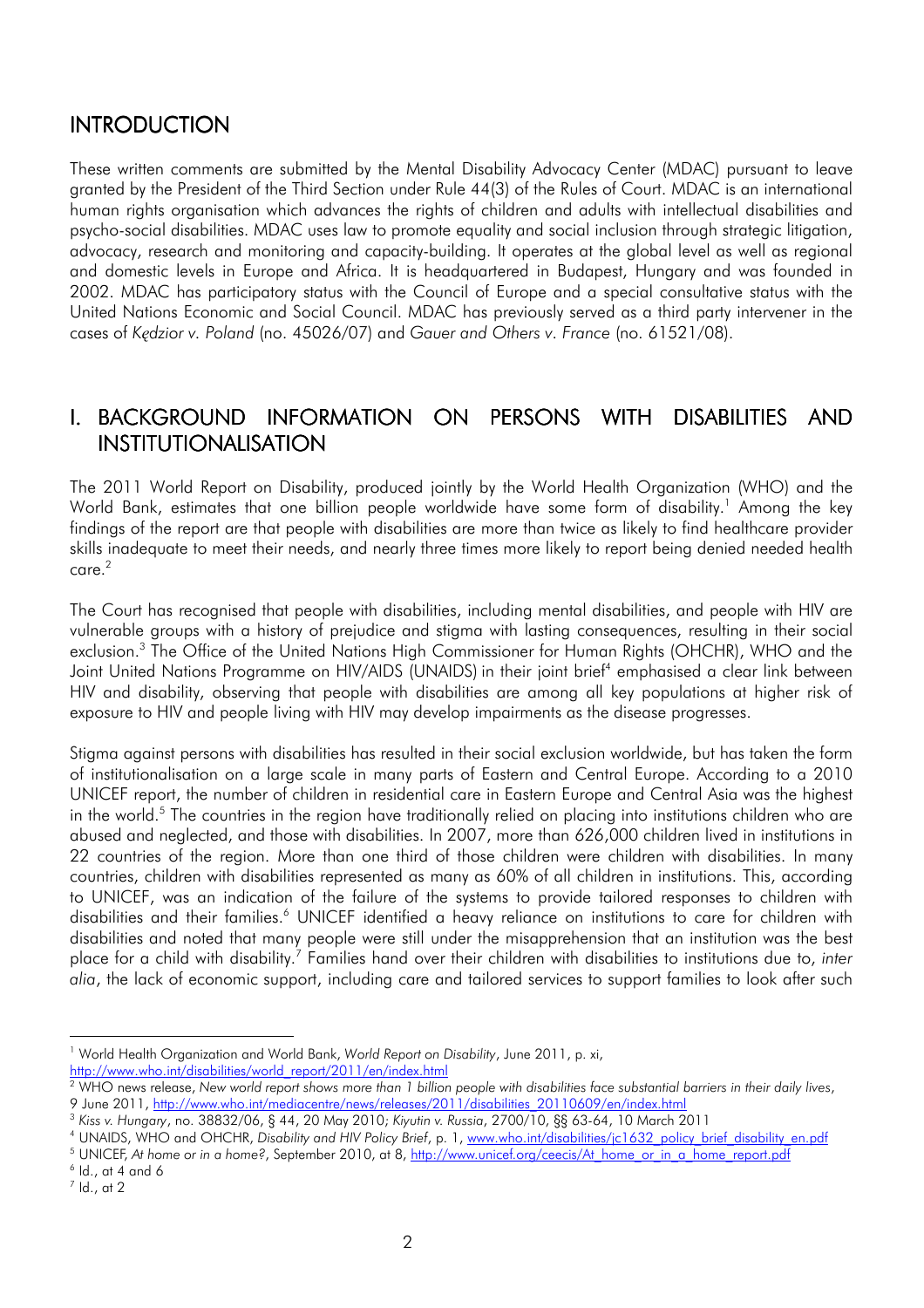# INTRODUCTION

These written comments are submitted by the Mental Disability Advocacy Center (MDAC) pursuant to leave granted by the President of the Third Section under Rule 44(3) of the Rules of Court. MDAC is an international human rights organisation which advances the rights of children and adults with intellectual disabilities and psycho-social disabilities. MDAC uses law to promote equality and social inclusion through strategic litigation, advocacy, research and monitoring and capacity-building. It operates at the global level as well as regional and domestic levels in Europe and Africa. It is headquartered in Budapest, Hungary and was founded in 2002. MDAC has participatory status with the Council of Europe and a special consultative status with the United Nations Economic and Social Council. MDAC has previously served as a third party intervener in the cases of *Kędzior v. Poland* (no. 45026/07) and *Gauer and Others v. France* (no. 61521/08).

# I. BACKGROUND INFORMATION ON PERSONS WITH DISABILITIES AND INSTITUTIONALISATION

The 2011 World Report on Disability, produced jointly by the World Health Organization (WHO) and the World Bank, estimates that one billion people worldwide have some form of disability.[1] Among the key findings of the report are that people with disabilities are more than twice as likely to find healthcare provider skills inadequate to meet their needs, and nearly three times more likely to report being denied needed health care.[2]

The Court has recognised that people with disabilities, including mental disabilities, and people with HIV are vulnerable groups with a history of prejudice and stigma with lasting consequences, resulting in their social exclusion.[3] The Office of the United Nations High Commissioner for Human Rights (OHCHR), WHO and the Joint United Nations Programme on HIV/AIDS (UNAIDS) in their joint brief[4] emphasised a clear link between HIV and disability, observing that people with disabilities are among all key populations at higher risk of exposure to HIV and people living with HIV may develop impairments as the disease progresses.

Stigma against persons with disabilities has resulted in their social exclusion worldwide, but has taken the form of institutionalisation on a large scale in many parts of Eastern and Central Europe. According to a 2010 UNICEF report, the number of children in residential care in Eastern Europe and Central Asia was the highest in the world.[5] The countries in the region have traditionally relied on placing into institutions children who are abused and neglected, and those with disabilities. In 2007, more than 626,000 children lived in institutions in 22 countries of the region. More than one third of those children were children with disabilities. In many countries, children with disabilities represented as many as 60% of all children in institutions. This, according to UNICEF, was an indication of the failure of the systems to provide tailored responses to children with disabilities and their families.[6] UNICEF identified a heavy reliance on institutions to care for children with disabilities and noted that many people were still under the misapprehension that an institution was the best place for a child with disability.[7] Families hand over their children with disabilities to institutions due to, *inter alia*, the lack of economic support, including care and tailored services to support families to look after such

---

[1] World Health Organization and World Bank, *World Report on Disability*, June 2011, p. xi, http://www.who.int/disabilities/world_report/2011/en/index.html

[2] WHO news release, *New world report shows more than 1 billion people with disabilities face substantial barriers in their daily lives*, 9 June 2011, http://www.who.int/mediacentre/news/releases/2011/disabilities_20110609/en/index.html

[3] *Kiss v. Hungary*, no. 38832/06, § 44, 20 May 2010; *Kiyutin v. Russia*, 2700/10, §§ 63-64, 10 March 2011

[4] UNAIDS, WHO and OHCHR, *Disability and HIV Policy Brief*, p. 1, www.who.int/disabilities/jc1632_policy_brief_disability_en.pdf

[5] UNICEF, *At home or in a home?*, September 2010, at 8, http://www.unicef.org/ceecis/At_home_or_in_a_home_report.pdf

[6] Id., at 4 and 6

[7] Id., at 2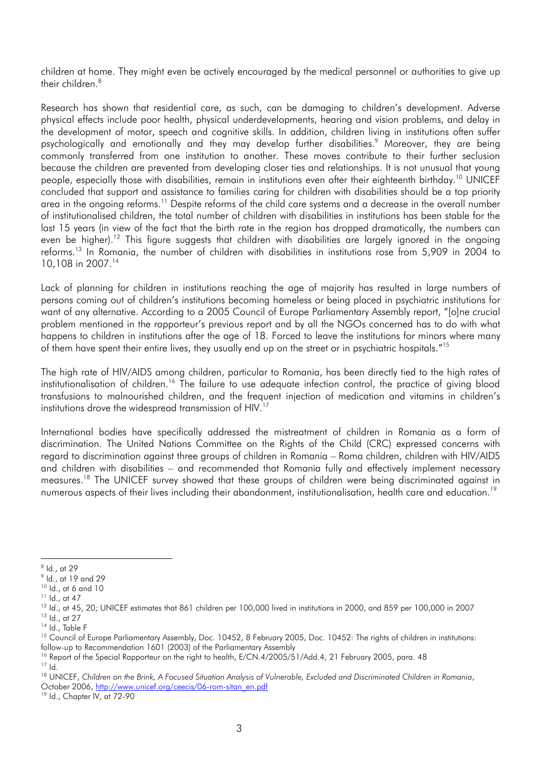children at home. They might even be actively encouraged by the medical personnel or authorities to give up their children.[8]

Research has shown that residential care, as such, can be damaging to children's development. Adverse physical effects include poor health, physical underdevelopments, hearing and vision problems, and delay in the development of motor, speech and cognitive skills. In addition, children living in institutions often suffer psychologically and emotionally and they may develop further disabilities.[9] Moreover, they are being commonly transferred from one institution to another. These moves contribute to their further seclusion because the children are prevented from developing closer ties and relationships. It is not unusual that young people, especially those with disabilities, remain in institutions even after their eighteenth birthday.[10] UNICEF concluded that support and assistance to families caring for children with disabilities should be a top priority area in the ongoing reforms.[11] Despite reforms of the child care systems and a decrease in the overall number of institutionalised children, the total number of children with disabilities in institutions has been stable for the last 15 years (in view of the fact that the birth rate in the region has dropped dramatically, the numbers can even be higher).[12] This figure suggests that children with disabilities are largely ignored in the ongoing reforms.[13] In Romania, the number of children with disabilities in institutions rose from 5,909 in 2004 to 10,108 in 2007.[14]

Lack of planning for children in institutions reaching the age of majority has resulted in large numbers of persons coming out of children's institutions becoming homeless or being placed in psychiatric institutions for want of any alternative. According to a 2005 Council of Europe Parliamentary Assembly report, "[o]ne crucial problem mentioned in the rapporteur's previous report and by all the NGOs concerned has to do with what happens to children in institutions after the age of 18. Forced to leave the institutions for minors where many of them have spent their entire lives, they usually end up on the street or in psychiatric hospitals."[15]

The high rate of HIV/AIDS among children, particular to Romania, has been directly tied to the high rates of institutionalisation of children.[16] The failure to use adequate infection control, the practice of giving blood transfusions to malnourished children, and the frequent injection of medication and vitamins in children's institutions drove the widespread transmission of HIV.[17]

International bodies have specifically addressed the mistreatment of children in Romania as a form of discrimination. The United Nations Committee on the Rights of the Child (CRC) expressed concerns with regard to discrimination against three groups of children in Romania – Roma children, children with HIV/AIDS and children with disabilities – and recommended that Romania fully and effectively implement necessary measures.[18] The UNICEF survey showed that these groups of children were being discriminated against in numerous aspects of their lives including their abandonment, institutionalisation, health care and education.[19]

---

[8] Id., at 29

[9] Id., at 19 and 29

[10] Id., at 6 and 10

[11] Id., at 47

[12] Id., at 45, 20; UNICEF estimates that 861 children per 100,000 lived in institutions in 2000, and 859 per 100,000 in 2007

[13] Id., at 27

[14] Id., Table F

[15] Council of Europe Parliamentary Assembly, Doc. 10452, 8 February 2005, Doc. 10452: The rights of children in institutions: follow-up to Recommendation 1601 (2003) of the Parliamentary Assembly

[16] Report of the Special Rapporteur on the right to health, E/CN.4/2005/51/Add.4, 21 February 2005, para. 48

[17] Id.

[18] UNICEF, *Children on the Brink, A Focused Situation Analysis of Vulnerable, Excluded and Discriminated Children in Romania*, October 2006, http://www.unicef.org/ceecis/06-rom-sitan_en.pdf

[19] Id., Chapter IV, at 72-90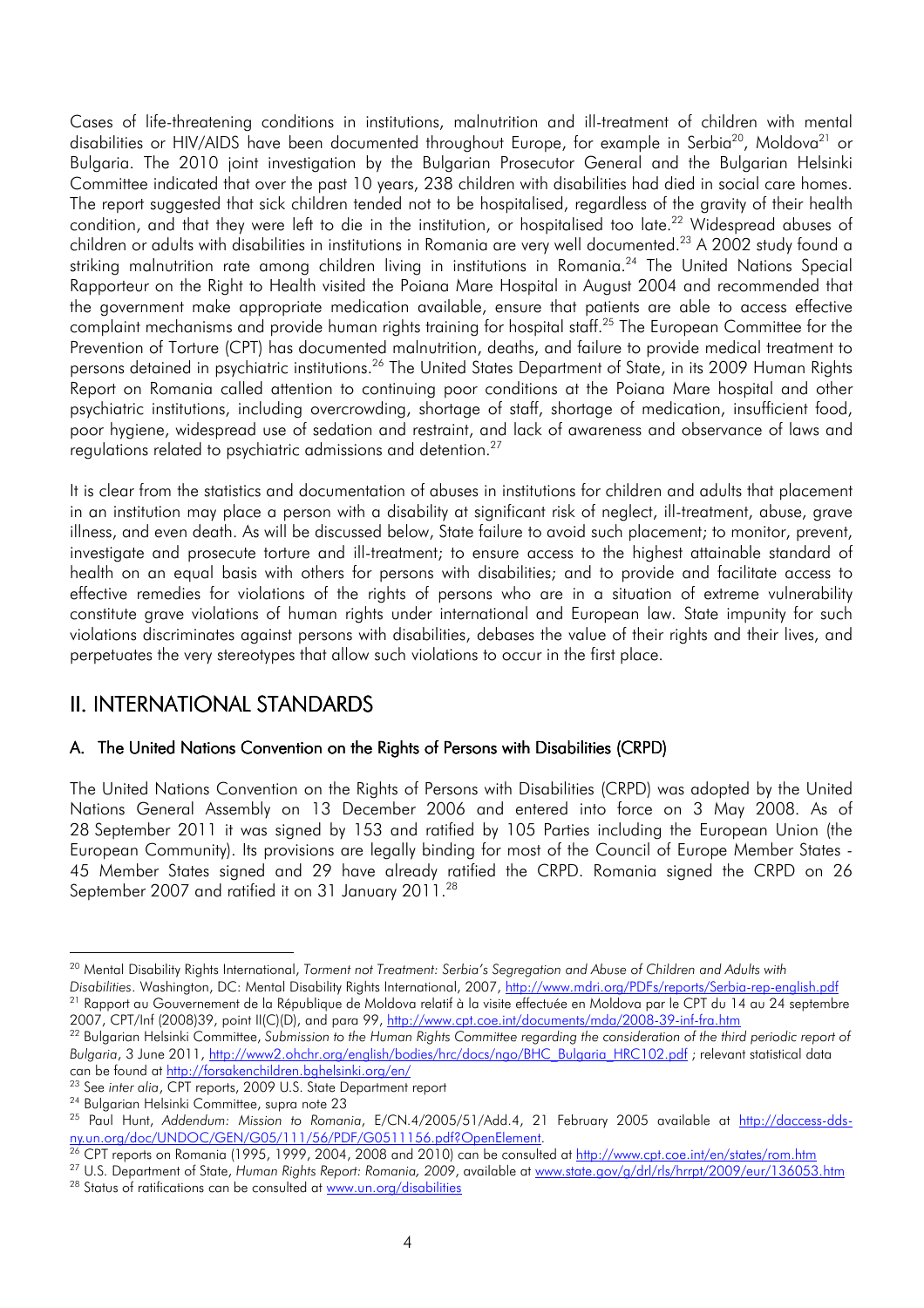Cases of life-threatening conditions in institutions, malnutrition and ill-treatment of children with mental disabilities or HIV/AIDS have been documented throughout Europe, for example in Serbia[20], Moldova[21] or Bulgaria. The 2010 joint investigation by the Bulgarian Prosecutor General and the Bulgarian Helsinki Committee indicated that over the past 10 years, 238 children with disabilities had died in social care homes. The report suggested that sick children tended not to be hospitalised, regardless of the gravity of their health condition, and that they were left to die in the institution, or hospitalised too late.[22] Widespread abuses of children or adults with disabilities in institutions in Romania are very well documented.[23] A 2002 study found a striking malnutrition rate among children living in institutions in Romania.[24] The United Nations Special Rapporteur on the Right to Health visited the Poiana Mare Hospital in August 2004 and recommended that the government make appropriate medication available, ensure that patients are able to access effective complaint mechanisms and provide human rights training for hospital staff.[25] The European Committee for the Prevention of Torture (CPT) has documented malnutrition, deaths, and failure to provide medical treatment to persons detained in psychiatric institutions.[26] The United States Department of State, in its 2009 Human Rights Report on Romania called attention to continuing poor conditions at the Poiana Mare hospital and other psychiatric institutions, including overcrowding, shortage of staff, shortage of medication, insufficient food, poor hygiene, widespread use of sedation and restraint, and lack of awareness and observance of laws and regulations related to psychiatric admissions and detention.[27]

It is clear from the statistics and documentation of abuses in institutions for children and adults that placement in an institution may place a person with a disability at significant risk of neglect, ill-treatment, abuse, grave illness, and even death. As will be discussed below, State failure to avoid such placement; to monitor, prevent, investigate and prosecute torture and ill-treatment; to ensure access to the highest attainable standard of health on an equal basis with others for persons with disabilities; and to provide and facilitate access to effective remedies for violations of the rights of persons who are in a situation of extreme vulnerability constitute grave violations of human rights under international and European law. State impunity for such violations discriminates against persons with disabilities, debases the value of their rights and their lives, and perpetuates the very stereotypes that allow such violations to occur in the first place.

## II. INTERNATIONAL STANDARDS

### A. The United Nations Convention on the Rights of Persons with Disabilities (CRPD)

The United Nations Convention on the Rights of Persons with Disabilities (CRPD) was adopted by the United Nations General Assembly on 13 December 2006 and entered into force on 3 May 2008. As of 28 September 2011 it was signed by 153 and ratified by 105 Parties including the European Union (the European Community). Its provisions are legally binding for most of the Council of Europe Member States - 45 Member States signed and 29 have already ratified the CRPD. Romania signed the CRPD on 26 September 2007 and ratified it on 31 January 2011.[28]

---

[20] Mental Disability Rights International, *Torment not Treatment: Serbia's Segregation and Abuse of Children and Adults with Disabilities*. Washington, DC: Mental Disability Rights International, 2007, http://www.mdri.org/PDFs/reports/Serbia-rep-english.pdf

[21] Rapport au Gouvernement de la République de Moldova relatif à la visite effectuée en Moldova par le CPT du 14 au 24 septembre 2007, CPT/Inf (2008)39, point II(C)(D), and para 99, http://www.cpt.coe.int/documents/mda/2008-39-inf-fra.htm

[22] Bulgarian Helsinki Committee, *Submission to the Human Rights Committee regarding the consideration of the third periodic report of Bulgaria*, 3 June 2011, http://www2.ohchr.org/english/bodies/hrc/docs/ngo/BHC_Bulgaria_HRC102.pdf ; relevant statistical data can be found at http://forsakenchildren.bghelsinki.org/en/

[23] See *inter alia*, CPT reports, 2009 U.S. State Department report

[24] Bulgarian Helsinki Committee, supra note 23

[25] Paul Hunt, *Addendum: Mission to Romania*, E/CN.4/2005/51/Add.4, 21 February 2005 available at http://daccess-dds-ny.un.org/doc/UNDOC/GEN/G05/111/56/PDF/G0511156.pdf?OpenElement.

[26] CPT reports on Romania (1995, 1999, 2004, 2008 and 2010) can be consulted at http://www.cpt.coe.int/en/states/rom.htm

[27] U.S. Department of State, *Human Rights Report: Romania, 2009*, available at www.state.gov/g/drl/rls/hrrpt/2009/eur/136053.htm

[28] Status of ratifications can be consulted at www.un.org/disabilities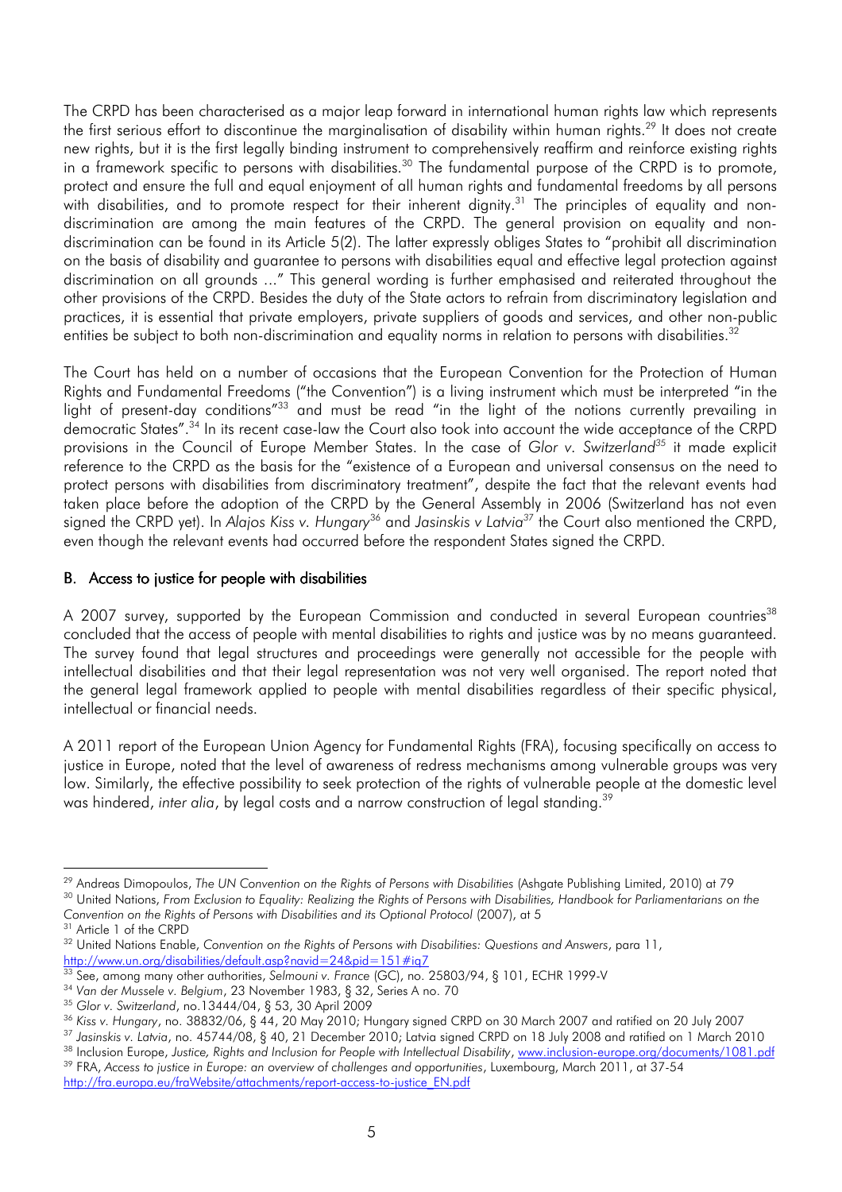The CRPD has been characterised as a major leap forward in international human rights law which represents the first serious effort to discontinue the marginalisation of disability within human rights.[29] It does not create new rights, but it is the first legally binding instrument to comprehensively reaffirm and reinforce existing rights in a framework specific to persons with disabilities.[30] The fundamental purpose of the CRPD is to promote, protect and ensure the full and equal enjoyment of all human rights and fundamental freedoms by all persons with disabilities, and to promote respect for their inherent dignity.[31] The principles of equality and non-discrimination are among the main features of the CRPD. The general provision on equality and non-discrimination can be found in its Article 5(2). The latter expressly obliges States to "prohibit all discrimination on the basis of disability and guarantee to persons with disabilities equal and effective legal protection against discrimination on all grounds ..." This general wording is further emphasised and reiterated throughout the other provisions of the CRPD. Besides the duty of the State actors to refrain from discriminatory legislation and practices, it is essential that private employers, private suppliers of goods and services, and other non-public entities be subject to both non-discrimination and equality norms in relation to persons with disabilities.[32]

The Court has held on a number of occasions that the European Convention for the Protection of Human Rights and Fundamental Freedoms ("the Convention") is a living instrument which must be interpreted "in the light of present-day conditions"[33] and must be read "in the light of the notions currently prevailing in democratic States".[34] In its recent case-law the Court also took into account the wide acceptance of the CRPD provisions in the Council of Europe Member States. In the case of *Glor v. Switzerland*[35] it made explicit reference to the CRPD as the basis for the "existence of a European and universal consensus on the need to protect persons with disabilities from discriminatory treatment", despite the fact that the relevant events had taken place before the adoption of the CRPD by the General Assembly in 2006 (Switzerland has not even signed the CRPD yet). In *Alajos Kiss v. Hungary*[36] and *Jasinskis v Latvia*[37] the Court also mentioned the CRPD, even though the relevant events had occurred before the respondent States signed the CRPD.

## B. Access to justice for people with disabilities

A 2007 survey, supported by the European Commission and conducted in several European countries[38] concluded that the access of people with mental disabilities to rights and justice was by no means guaranteed. The survey found that legal structures and proceedings were generally not accessible for the people with intellectual disabilities and that their legal representation was not very well organised. The report noted that the general legal framework applied to people with mental disabilities regardless of their specific physical, intellectual or financial needs.

A 2011 report of the European Union Agency for Fundamental Rights (FRA), focusing specifically on access to justice in Europe, noted that the level of awareness of redress mechanisms among vulnerable groups was very low. Similarly, the effective possibility to seek protection of the rights of vulnerable people at the domestic level was hindered, *inter alia*, by legal costs and a narrow construction of legal standing.[39]

---

[29] Andreas Dimopoulos, *The UN Convention on the Rights of Persons with Disabilities* (Ashgate Publishing Limited, 2010) at 79

[30] United Nations, *From Exclusion to Equality: Realizing the Rights of Persons with Disabilities, Handbook for Parliamentarians on the Convention on the Rights of Persons with Disabilities and its Optional Protocol* (2007), at 5

[31] Article 1 of the CRPD

[32] United Nations Enable, *Convention on the Rights of Persons with Disabilities: Questions and Answers*, para 11, http://www.un.org/disabilities/default.asp?navid=24&pid=151#iq7

[33] See, among many other authorities, *Selmouni v. France* (GC), no. 25803/94, § 101, ECHR 1999-V

[34] *Van der Mussele v. Belgium*, 23 November 1983, § 32, Series A no. 70

[35] *Glor v. Switzerland*, no.13444/04, § 53, 30 April 2009

[36] *Kiss v. Hungary*, no. 38832/06, § 44, 20 May 2010; Hungary signed CRPD on 30 March 2007 and ratified on 20 July 2007

[37] *Jasinskis v. Latvia*, no. 45744/08, § 40, 21 December 2010; Latvia signed CRPD on 18 July 2008 and ratified on 1 March 2010

[38] Inclusion Europe, *Justice, Rights and Inclusion for People with Intellectual Disability*, www.inclusion-europe.org/documents/1081.pdf

[39] FRA, *Access to justice in Europe: an overview of challenges and opportunities*, Luxembourg, March 2011, at 37-54 http://fra.europa.eu/fraWebsite/attachments/report-access-to-justice_EN.pdf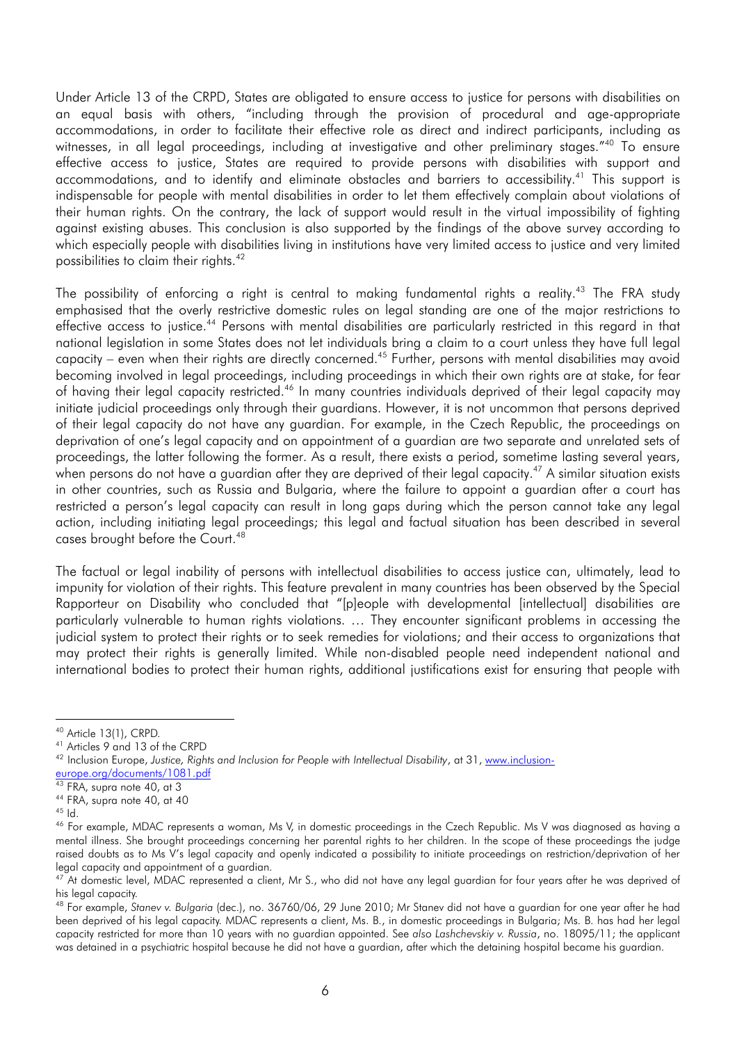Under Article 13 of the CRPD, States are obligated to ensure access to justice for persons with disabilities on an equal basis with others, "including through the provision of procedural and age-appropriate accommodations, in order to facilitate their effective role as direct and indirect participants, including as witnesses, in all legal proceedings, including at investigative and other preliminary stages."[40] To ensure effective access to justice, States are required to provide persons with disabilities with support and accommodations, and to identify and eliminate obstacles and barriers to accessibility.[41] This support is indispensable for people with mental disabilities in order to let them effectively complain about violations of their human rights. On the contrary, the lack of support would result in the virtual impossibility of fighting against existing abuses. This conclusion is also supported by the findings of the above survey according to which especially people with disabilities living in institutions have very limited access to justice and very limited possibilities to claim their rights.[42]

The possibility of enforcing a right is central to making fundamental rights a reality.[43] The FRA study emphasised that the overly restrictive domestic rules on legal standing are one of the major restrictions to effective access to justice.[44] Persons with mental disabilities are particularly restricted in this regard in that national legislation in some States does not let individuals bring a claim to a court unless they have full legal capacity – even when their rights are directly concerned.[45] Further, persons with mental disabilities may avoid becoming involved in legal proceedings, including proceedings in which their own rights are at stake, for fear of having their legal capacity restricted.[46] In many countries individuals deprived of their legal capacity may initiate judicial proceedings only through their guardians. However, it is not uncommon that persons deprived of their legal capacity do not have any guardian. For example, in the Czech Republic, the proceedings on deprivation of one's legal capacity and on appointment of a guardian are two separate and unrelated sets of proceedings, the latter following the former. As a result, there exists a period, sometime lasting several years, when persons do not have a guardian after they are deprived of their legal capacity.[47] A similar situation exists in other countries, such as Russia and Bulgaria, where the failure to appoint a guardian after a court has restricted a person's legal capacity can result in long gaps during which the person cannot take any legal action, including initiating legal proceedings; this legal and factual situation has been described in several cases brought before the Court.[48]

The factual or legal inability of persons with intellectual disabilities to access justice can, ultimately, lead to impunity for violation of their rights. This feature prevalent in many countries has been observed by the Special Rapporteur on Disability who concluded that "[p]eople with developmental [intellectual] disabilities are particularly vulnerable to human rights violations. … They encounter significant problems in accessing the judicial system to protect their rights or to seek remedies for violations; and their access to organizations that may protect their rights is generally limited. While non-disabled people need independent national and international bodies to protect their human rights, additional justifications exist for ensuring that people with

---

[40] Article 13(1), CRPD.

[41] Articles 9 and 13 of the CRPD

[42] Inclusion Europe, *Justice, Rights and Inclusion for People with Intellectual Disability*, at 31, www.inclusion-europe.org/documents/1081.pdf

[43] FRA, supra note 40, at 3

[44] FRA, supra note 40, at 40

[45] Id.

[46] For example, MDAC represents a woman, Ms V, in domestic proceedings in the Czech Republic. Ms V was diagnosed as having a mental illness. She brought proceedings concerning her parental rights to her children. In the scope of these proceedings the judge raised doubts as to Ms V's legal capacity and openly indicated a possibility to initiate proceedings on restriction/deprivation of her legal capacity and appointment of a guardian.

[47] At domestic level, MDAC represented a client, Mr S., who did not have any legal guardian for four years after he was deprived of his legal capacity.

[48] For example, *Stanev v. Bulgaria* (dec.), no. 36760/06, 29 June 2010; Mr Stanev did not have a guardian for one year after he had been deprived of his legal capacity. MDAC represents a client, Ms. B., in domestic proceedings in Bulgaria; Ms. B. has had her legal capacity restricted for more than 10 years with no guardian appointed. See *also Lashchevskiy v. Russia*, no. 18095/11; the applicant was detained in a psychiatric hospital because he did not have a guardian, after which the detaining hospital became his guardian.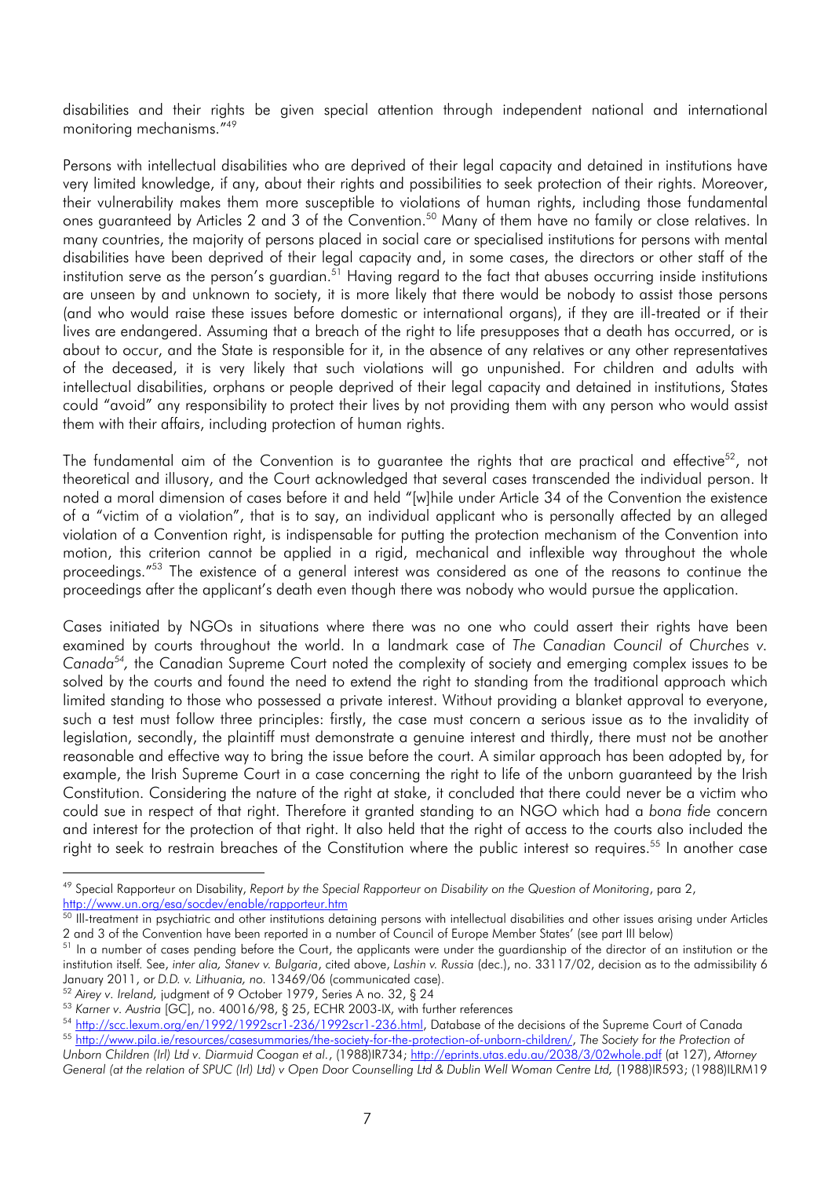disabilities and their rights be given special attention through independent national and international monitoring mechanisms."[49]

Persons with intellectual disabilities who are deprived of their legal capacity and detained in institutions have very limited knowledge, if any, about their rights and possibilities to seek protection of their rights. Moreover, their vulnerability makes them more susceptible to violations of human rights, including those fundamental ones guaranteed by Articles 2 and 3 of the Convention.[50] Many of them have no family or close relatives. In many countries, the majority of persons placed in social care or specialised institutions for persons with mental disabilities have been deprived of their legal capacity and, in some cases, the directors or other staff of the institution serve as the person's guardian.[51] Having regard to the fact that abuses occurring inside institutions are unseen by and unknown to society, it is more likely that there would be nobody to assist those persons (and who would raise these issues before domestic or international organs), if they are ill-treated or if their lives are endangered. Assuming that a breach of the right to life presupposes that a death has occurred, or is about to occur, and the State is responsible for it, in the absence of any relatives or any other representatives of the deceased, it is very likely that such violations will go unpunished. For children and adults with intellectual disabilities, orphans or people deprived of their legal capacity and detained in institutions, States could "avoid" any responsibility to protect their lives by not providing them with any person who would assist them with their affairs, including protection of human rights.

The fundamental aim of the Convention is to guarantee the rights that are practical and effective[52], not theoretical and illusory, and the Court acknowledged that several cases transcended the individual person. It noted a moral dimension of cases before it and held "[w]hile under Article 34 of the Convention the existence of a "victim of a violation", that is to say, an individual applicant who is personally affected by an alleged violation of a Convention right, is indispensable for putting the protection mechanism of the Convention into motion, this criterion cannot be applied in a rigid, mechanical and inflexible way throughout the whole proceedings."[53] The existence of a general interest was considered as one of the reasons to continue the proceedings after the applicant's death even though there was nobody who would pursue the application.

Cases initiated by NGOs in situations where there was no one who could assert their rights have been examined by courts throughout the world. In a landmark case of *The Canadian Council of Churches v. Canada*[54], the Canadian Supreme Court noted the complexity of society and emerging complex issues to be solved by the courts and found the need to extend the right to standing from the traditional approach which limited standing to those who possessed a private interest. Without providing a blanket approval to everyone, such a test must follow three principles: firstly, the case must concern a serious issue as to the invalidity of legislation, secondly, the plaintiff must demonstrate a genuine interest and thirdly, there must not be another reasonable and effective way to bring the issue before the court. A similar approach has been adopted by, for example, the Irish Supreme Court in a case concerning the right to life of the unborn guaranteed by the Irish Constitution. Considering the nature of the right at stake, it concluded that there could never be a victim who could sue in respect of that right. Therefore it granted standing to an NGO which had a *bona fide* concern and interest for the protection of that right. It also held that the right of access to the courts also included the right to seek to restrain breaches of the Constitution where the public interest so requires.[55] In another case

---

[49] Special Rapporteur on Disability, *Report by the Special Rapporteur on Disability on the Question of Monitoring*, para 2, http://www.un.org/esa/socdev/enable/rapporteur.htm

[50] Ill-treatment in psychiatric and other institutions detaining persons with intellectual disabilities and other issues arising under Articles 2 and 3 of the Convention have been reported in a number of Council of Europe Member States' (see part III below)

[51] In a number of cases pending before the Court, the applicants were under the guardianship of the director of an institution or the institution itself. See, *inter alia, Stanev v. Bulgaria*, cited above, *Lashin v. Russia* (dec.), no. 33117/02, decision as to the admissibility 6 January 2011, or *D.D. v. Lithuania, no.* 13469/06 (communicated case).

[52] *Airey v. Ireland,* judgment of 9 October 1979, Series A no. 32, § 24

[53] *Karner v. Austria* [GC], no. 40016/98, § 25, ECHR 2003-IX, with further references

[54] http://scc.lexum.org/en/1992/1992scr1-236/1992scr1-236.html, Database of the decisions of the Supreme Court of Canada

[55] http://www.pila.ie/resources/casesummaries/the-society-for-the-protection-of-unborn-children/, *The Society for the Protection of Unborn Children (Irl) Ltd v. Diarmuid Coogan et al.*, (1988)IR734; http://eprints.utas.edu.au/2038/3/02whole.pdf (at 127), *Attorney General (at the relation of SPUC (Irl) Ltd) v Open Door Counselling Ltd & Dublin Well Woman Centre Ltd,* (1988)IR593; (1988)ILRM19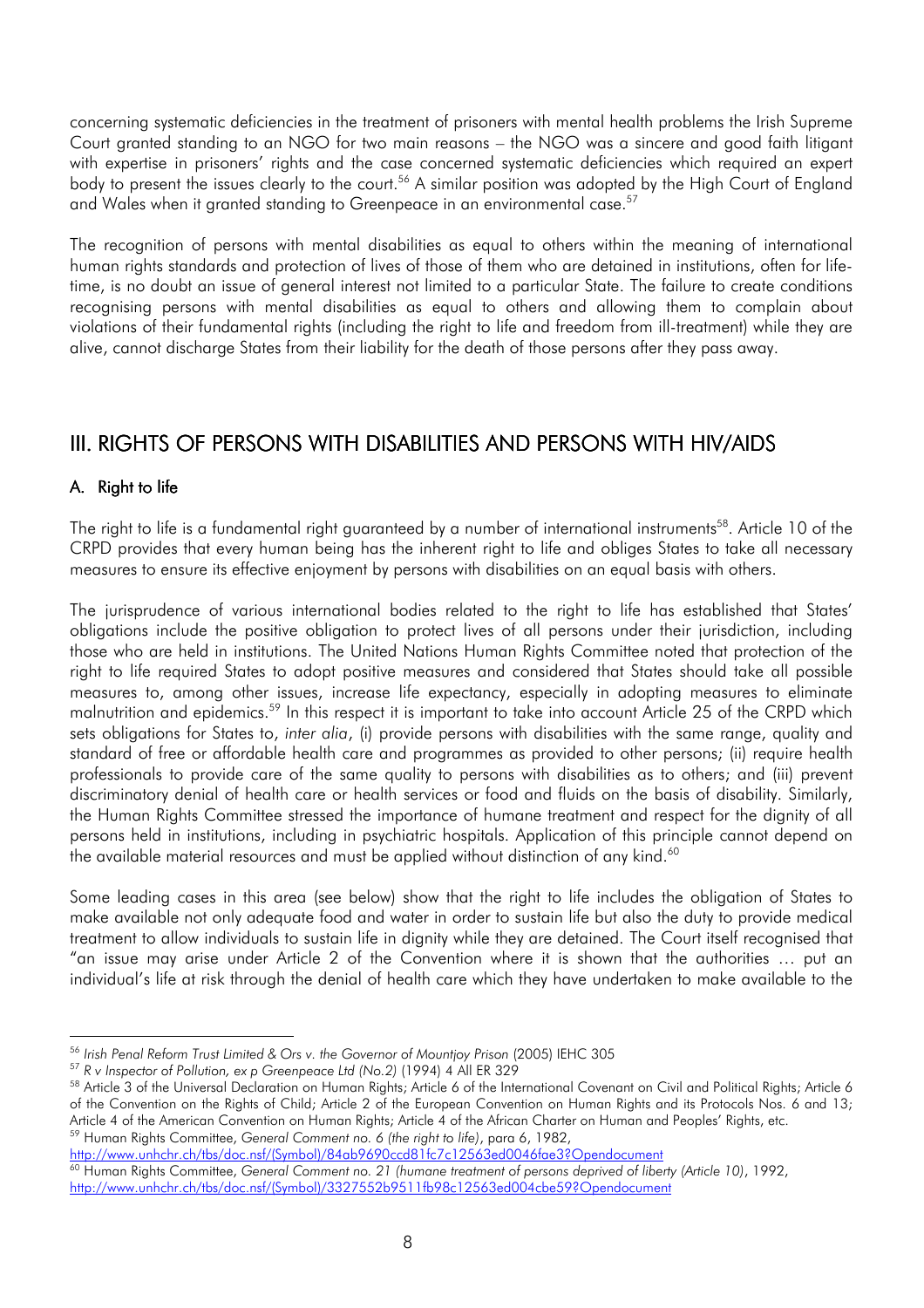concerning systematic deficiencies in the treatment of prisoners with mental health problems the Irish Supreme Court granted standing to an NGO for two main reasons – the NGO was a sincere and good faith litigant with expertise in prisoners' rights and the case concerned systematic deficiencies which required an expert body to present the issues clearly to the court.[56] A similar position was adopted by the High Court of England and Wales when it granted standing to Greenpeace in an environmental case.[57]

The recognition of persons with mental disabilities as equal to others within the meaning of international human rights standards and protection of lives of those of them who are detained in institutions, often for life-time, is no doubt an issue of general interest not limited to a particular State. The failure to create conditions recognising persons with mental disabilities as equal to others and allowing them to complain about violations of their fundamental rights (including the right to life and freedom from ill-treatment) while they are alive, cannot discharge States from their liability for the death of those persons after they pass away.

## III. RIGHTS OF PERSONS WITH DISABILITIES AND PERSONS WITH HIV/AIDS

### A. Right to life

The right to life is a fundamental right guaranteed by a number of international instruments[58]. Article 10 of the CRPD provides that every human being has the inherent right to life and obliges States to take all necessary measures to ensure its effective enjoyment by persons with disabilities on an equal basis with others.

The jurisprudence of various international bodies related to the right to life has established that States' obligations include the positive obligation to protect lives of all persons under their jurisdiction, including those who are held in institutions. The United Nations Human Rights Committee noted that protection of the right to life required States to adopt positive measures and considered that States should take all possible measures to, among other issues, increase life expectancy, especially in adopting measures to eliminate malnutrition and epidemics.[59] In this respect it is important to take into account Article 25 of the CRPD which sets obligations for States to, *inter alia*, (i) provide persons with disabilities with the same range, quality and standard of free or affordable health care and programmes as provided to other persons; (ii) require health professionals to provide care of the same quality to persons with disabilities as to others; and (iii) prevent discriminatory denial of health care or health services or food and fluids on the basis of disability. Similarly, the Human Rights Committee stressed the importance of humane treatment and respect for the dignity of all persons held in institutions, including in psychiatric hospitals. Application of this principle cannot depend on the available material resources and must be applied without distinction of any kind.[60]

Some leading cases in this area (see below) show that the right to life includes the obligation of States to make available not only adequate food and water in order to sustain life but also the duty to provide medical treatment to allow individuals to sustain life in dignity while they are detained. The Court itself recognised that "an issue may arise under Article 2 of the Convention where it is shown that the authorities … put an individual's life at risk through the denial of health care which they have undertaken to make available to the

---

[56] *Irish Penal Reform Trust Limited & Ors v. the Governor of Mountjoy Prison* (2005) IEHC 305

[57] *R v Inspector of Pollution, ex p Greenpeace Ltd (No.2)* (1994) 4 All ER 329

[58] Article 3 of the Universal Declaration on Human Rights; Article 6 of the International Covenant on Civil and Political Rights; Article 6 of the Convention on the Rights of Child; Article 2 of the European Convention on Human Rights and its Protocols Nos. 6 and 13; Article 4 of the American Convention on Human Rights; Article 4 of the African Charter on Human and Peoples' Rights, etc.

[59] Human Rights Committee, *General Comment no. 6 (the right to life)*, para 6, 1982, http://www.unhchr.ch/tbs/doc.nsf/(Symbol)/84ab9690ccd81fc7c12563ed0046fae3?Opendocument

[60] Human Rights Committee, *General Comment no. 21 (humane treatment of persons deprived of liberty (Article 10)*, 1992, http://www.unhchr.ch/tbs/doc.nsf/(Symbol)/3327552b9511fb98c12563ed004cbe59?Opendocument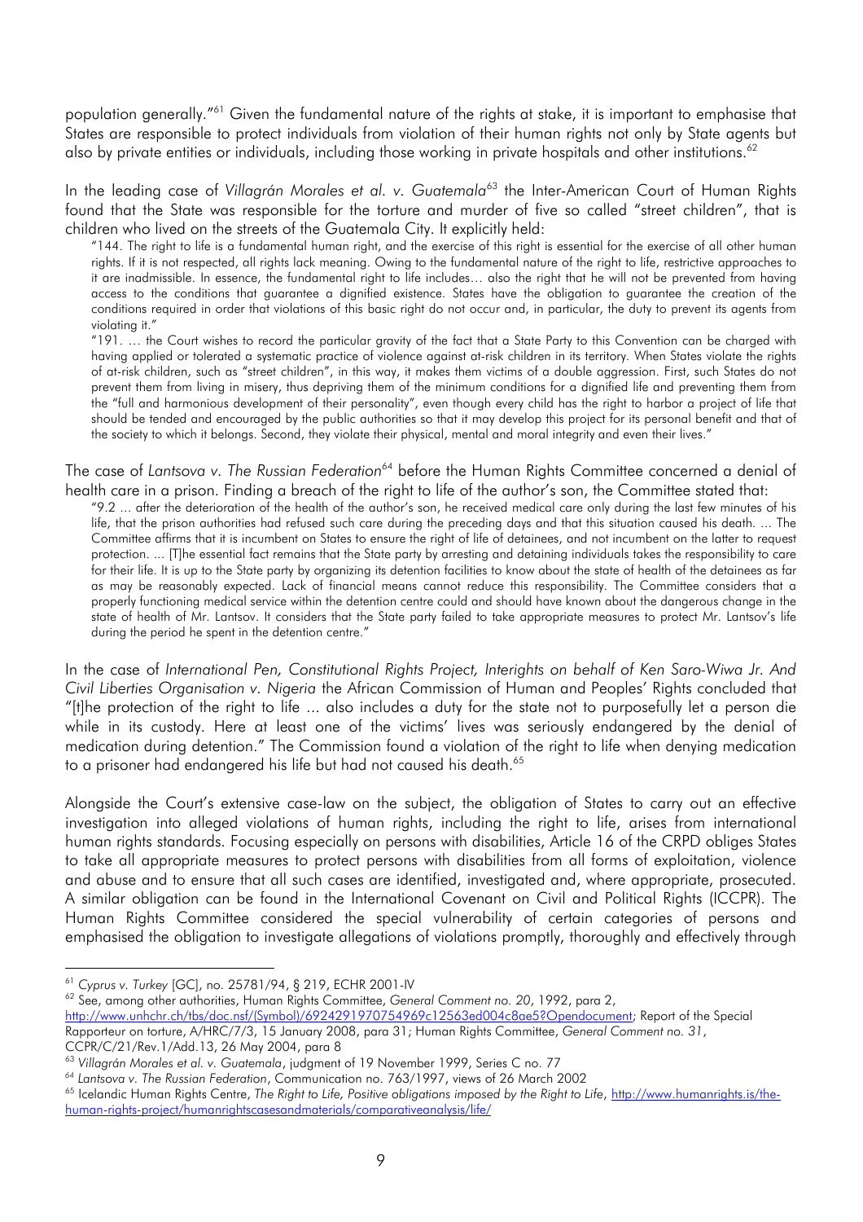population generally."[61] Given the fundamental nature of the rights at stake, it is important to emphasise that States are responsible to protect individuals from violation of their human rights not only by State agents but also by private entities or individuals, including those working in private hospitals and other institutions.[62]

In the leading case of *Villagrán Morales et al. v. Guatemala*[63] the Inter-American Court of Human Rights found that the State was responsible for the torture and murder of five so called "street children", that is children who lived on the streets of the Guatemala City. It explicitly held:

> "144. The right to life is a fundamental human right, and the exercise of this right is essential for the exercise of all other human rights. If it is not respected, all rights lack meaning. Owing to the fundamental nature of the right to life, restrictive approaches to it are inadmissible. In essence, the fundamental right to life includes… also the right that he will not be prevented from having access to the conditions that guarantee a dignified existence. States have the obligation to guarantee the creation of the conditions required in order that violations of this basic right do not occur and, in particular, the duty to prevent its agents from violating it."
>
> "191. … the Court wishes to record the particular gravity of the fact that a State Party to this Convention can be charged with having applied or tolerated a systematic practice of violence against at-risk children in its territory. When States violate the rights of at-risk children, such as "street children", in this way, it makes them victims of a double aggression. First, such States do not prevent them from living in misery, thus depriving them of the minimum conditions for a dignified life and preventing them from the "full and harmonious development of their personality", even though every child has the right to harbor a project of life that should be tended and encouraged by the public authorities so that it may develop this project for its personal benefit and that of the society to which it belongs. Second, they violate their physical, mental and moral integrity and even their lives."

The case of *Lantsova v. The Russian Federation*[64] before the Human Rights Committee concerned a denial of health care in a prison. Finding a breach of the right to life of the author's son, the Committee stated that:

> "9.2 ... after the deterioration of the health of the author's son, he received medical care only during the last few minutes of his life, that the prison authorities had refused such care during the preceding days and that this situation caused his death. ... The Committee affirms that it is incumbent on States to ensure the right of life of detainees, and not incumbent on the latter to request protection. ... [T]he essential fact remains that the State party by arresting and detaining individuals takes the responsibility to care for their life. It is up to the State party by organizing its detention facilities to know about the state of health of the detainees as far as may be reasonably expected. Lack of financial means cannot reduce this responsibility. The Committee considers that a properly functioning medical service within the detention centre could and should have known about the dangerous change in the state of health of Mr. Lantsov. It considers that the State party failed to take appropriate measures to protect Mr. Lantsov's life during the period he spent in the detention centre."

In the case of *International Pen, Constitutional Rights Project, Interights on behalf of Ken Saro-Wiwa Jr. And Civil Liberties Organisation v. Nigeria* the African Commission of Human and Peoples' Rights concluded that "[t]he protection of the right to life ... also includes a duty for the state not to purposefully let a person die while in its custody. Here at least one of the victims' lives was seriously endangered by the denial of medication during detention." The Commission found a violation of the right to life when denying medication to a prisoner had endangered his life but had not caused his death.[65]

Alongside the Court's extensive case-law on the subject, the obligation of States to carry out an effective investigation into alleged violations of human rights, including the right to life, arises from international human rights standards. Focusing especially on persons with disabilities, Article 16 of the CRPD obliges States to take all appropriate measures to protect persons with disabilities from all forms of exploitation, violence and abuse and to ensure that all such cases are identified, investigated and, where appropriate, prosecuted. A similar obligation can be found in the International Covenant on Civil and Political Rights (ICCPR). The Human Rights Committee considered the special vulnerability of certain categories of persons and emphasised the obligation to investigate allegations of violations promptly, thoroughly and effectively through

---

[61] *Cyprus v. Turkey* [GC], no. 25781/94, § 219, ECHR 2001-IV

[62] See, among other authorities, Human Rights Committee, *General Comment no. 20*, 1992, para 2, http://www.unhchr.ch/tbs/doc.nsf/(Symbol)/6924291970754969c12563ed004c8ae5?Opendocument; Report of the Special Rapporteur on torture, A/HRC/7/3, 15 January 2008, para 31; Human Rights Committee, *General Comment no. 31*, CCPR/C/21/Rev.1/Add.13, 26 May 2004, para 8

[63] *Villagrán Morales et al. v. Guatemala*, judgment of 19 November 1999, Series C no. 77

[64] *Lantsova v. The Russian Federation*, Communication no. 763/1997, views of 26 March 2002

[65] Icelandic Human Rights Centre, *The Right to Life, Positive obligations imposed by the Right to Life*, http://www.humanrights.is/the-human-rights-project/humanrightscasesandmaterials/comparativeanalysis/life/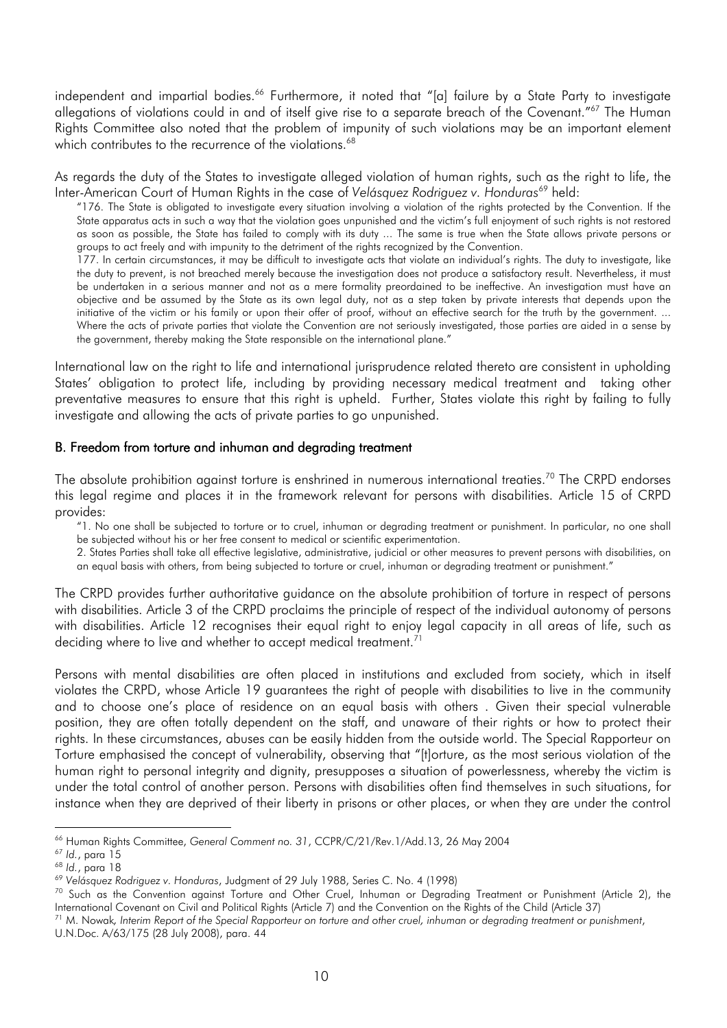independent and impartial bodies.[66] Furthermore, it noted that "[a] failure by a State Party to investigate allegations of violations could in and of itself give rise to a separate breach of the Covenant."[67] The Human Rights Committee also noted that the problem of impunity of such violations may be an important element which contributes to the recurrence of the violations.[68]

As regards the duty of the States to investigate alleged violation of human rights, such as the right to life, the Inter-American Court of Human Rights in the case of *Velásquez Rodriguez v. Honduras*[69] held:

> "176. The State is obligated to investigate every situation involving a violation of the rights protected by the Convention. If the State apparatus acts in such a way that the violation goes unpunished and the victim's full enjoyment of such rights is not restored as soon as possible, the State has failed to comply with its duty ... The same is true when the State allows private persons or groups to act freely and with impunity to the detriment of the rights recognized by the Convention.
>
> 177. In certain circumstances, it may be difficult to investigate acts that violate an individual's rights. The duty to investigate, like the duty to prevent, is not breached merely because the investigation does not produce a satisfactory result. Nevertheless, it must be undertaken in a serious manner and not as a mere formality preordained to be ineffective. An investigation must have an objective and be assumed by the State as its own legal duty, not as a step taken by private interests that depends upon the initiative of the victim or his family or upon their offer of proof, without an effective search for the truth by the government. ... Where the acts of private parties that violate the Convention are not seriously investigated, those parties are aided in a sense by the government, thereby making the State responsible on the international plane."

International law on the right to life and international jurisprudence related thereto are consistent in upholding States' obligation to protect life, including by providing necessary medical treatment and taking other preventative measures to ensure that this right is upheld. Further, States violate this right by failing to fully investigate and allowing the acts of private parties to go unpunished.

### B. Freedom from torture and inhuman and degrading treatment

The absolute prohibition against torture is enshrined in numerous international treaties.[70] The CRPD endorses this legal regime and places it in the framework relevant for persons with disabilities. Article 15 of CRPD provides:

> "1. No one shall be subjected to torture or to cruel, inhuman or degrading treatment or punishment. In particular, no one shall be subjected without his or her free consent to medical or scientific experimentation.
>
> 2. States Parties shall take all effective legislative, administrative, judicial or other measures to prevent persons with disabilities, on an equal basis with others, from being subjected to torture or cruel, inhuman or degrading treatment or punishment."

The CRPD provides further authoritative guidance on the absolute prohibition of torture in respect of persons with disabilities. Article 3 of the CRPD proclaims the principle of respect of the individual autonomy of persons with disabilities. Article 12 recognises their equal right to enjoy legal capacity in all areas of life, such as deciding where to live and whether to accept medical treatment.[71]

Persons with mental disabilities are often placed in institutions and excluded from society, which in itself violates the CRPD, whose Article 19 guarantees the right of people with disabilities to live in the community and to choose one's place of residence on an equal basis with others . Given their special vulnerable position, they are often totally dependent on the staff, and unaware of their rights or how to protect their rights. In these circumstances, abuses can be easily hidden from the outside world. The Special Rapporteur on Torture emphasised the concept of vulnerability, observing that "[t]orture, as the most serious violation of the human right to personal integrity and dignity, presupposes a situation of powerlessness, whereby the victim is under the total control of another person. Persons with disabilities often find themselves in such situations, for instance when they are deprived of their liberty in prisons or other places, or when they are under the control

---

[66] Human Rights Committee, *General Comment no. 31*, CCPR/C/21/Rev.1/Add.13, 26 May 2004

[67] *Id.*, para 15

[68] *Id.*, para 18

[69] *Velásquez Rodriguez v. Honduras*, Judgment of 29 July 1988, Series C. No. 4 (1998)

[70] Such as the Convention against Torture and Other Cruel, Inhuman or Degrading Treatment or Punishment (Article 2), the International Covenant on Civil and Political Rights (Article 7) and the Convention on the Rights of the Child (Article 37)

[71] M. Nowak, *Interim Report of the Special Rapporteur on torture and other cruel, inhuman or degrading treatment or punishment*, U.N.Doc. A/63/175 (28 July 2008), para. 44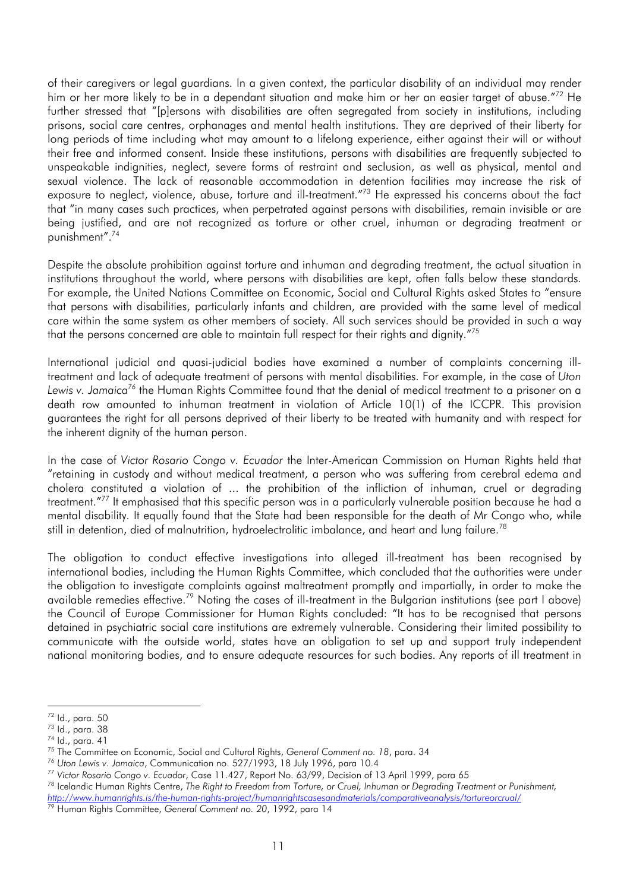of their caregivers or legal guardians. In a given context, the particular disability of an individual may render him or her more likely to be in a dependant situation and make him or her an easier target of abuse."[72] He further stressed that "[p]ersons with disabilities are often segregated from society in institutions, including prisons, social care centres, orphanages and mental health institutions. They are deprived of their liberty for long periods of time including what may amount to a lifelong experience, either against their will or without their free and informed consent. Inside these institutions, persons with disabilities are frequently subjected to unspeakable indignities, neglect, severe forms of restraint and seclusion, as well as physical, mental and sexual violence. The lack of reasonable accommodation in detention facilities may increase the risk of exposure to neglect, violence, abuse, torture and ill-treatment."[73] He expressed his concerns about the fact that "in many cases such practices, when perpetrated against persons with disabilities, remain invisible or are being justified, and are not recognized as torture or other cruel, inhuman or degrading treatment or punishment".[74]

Despite the absolute prohibition against torture and inhuman and degrading treatment, the actual situation in institutions throughout the world, where persons with disabilities are kept, often falls below these standards. For example, the United Nations Committee on Economic, Social and Cultural Rights asked States to "ensure that persons with disabilities, particularly infants and children, are provided with the same level of medical care within the same system as other members of society. All such services should be provided in such a way that the persons concerned are able to maintain full respect for their rights and dignity."[75]

International judicial and quasi-judicial bodies have examined a number of complaints concerning ill-treatment and lack of adequate treatment of persons with mental disabilities. For example, in the case of *Uton Lewis v. Jamaica*[76] the Human Rights Committee found that the denial of medical treatment to a prisoner on a death row amounted to inhuman treatment in violation of Article 10(1) of the ICCPR. This provision guarantees the right for all persons deprived of their liberty to be treated with humanity and with respect for the inherent dignity of the human person.

In the case of *Victor Rosario Congo v. Ecuador* the Inter-American Commission on Human Rights held that "retaining in custody and without medical treatment, a person who was suffering from cerebral edema and cholera constituted a violation of ... the prohibition of the infliction of inhuman, cruel or degrading treatment."[77] It emphasised that this specific person was in a particularly vulnerable position because he had a mental disability. It equally found that the State had been responsible for the death of Mr Congo who, while still in detention, died of malnutrition, hydroelectrolitic imbalance, and heart and lung failure.[78]

The obligation to conduct effective investigations into alleged ill-treatment has been recognised by international bodies, including the Human Rights Committee, which concluded that the authorities were under the obligation to investigate complaints against maltreatment promptly and impartially, in order to make the available remedies effective.[79] Noting the cases of ill-treatment in the Bulgarian institutions (see part I above) the Council of Europe Commissioner for Human Rights concluded: "It has to be recognised that persons detained in psychiatric social care institutions are extremely vulnerable. Considering their limited possibility to communicate with the outside world, states have an obligation to set up and support truly independent national monitoring bodies, and to ensure adequate resources for such bodies. Any reports of ill treatment in

---

[72] Id., para. 50

[73] Id., para. 38

[74] Id., para. 41

[75] The Committee on Economic, Social and Cultural Rights, *General Comment no. 18*, para. 34

[76] *Uton Lewis v. Jamaica*, Communication no. 527/1993, 18 July 1996, para 10.4

[77] *Victor Rosario Congo v. Ecuador*, Case 11.427, Report No. 63/99, Decision of 13 April 1999, para 65

[78] Icelandic Human Rights Centre, *The Right to Freedom from Torture, or Cruel, Inhuman or Degrading Treatment or Punishment*, http://www.humanrights.is/the-human-rights-project/humanrightscasesandmaterials/comparativeanalysis/tortureorcrual/

[79] Human Rights Committee, *General Comment no. 20*, 1992, para 14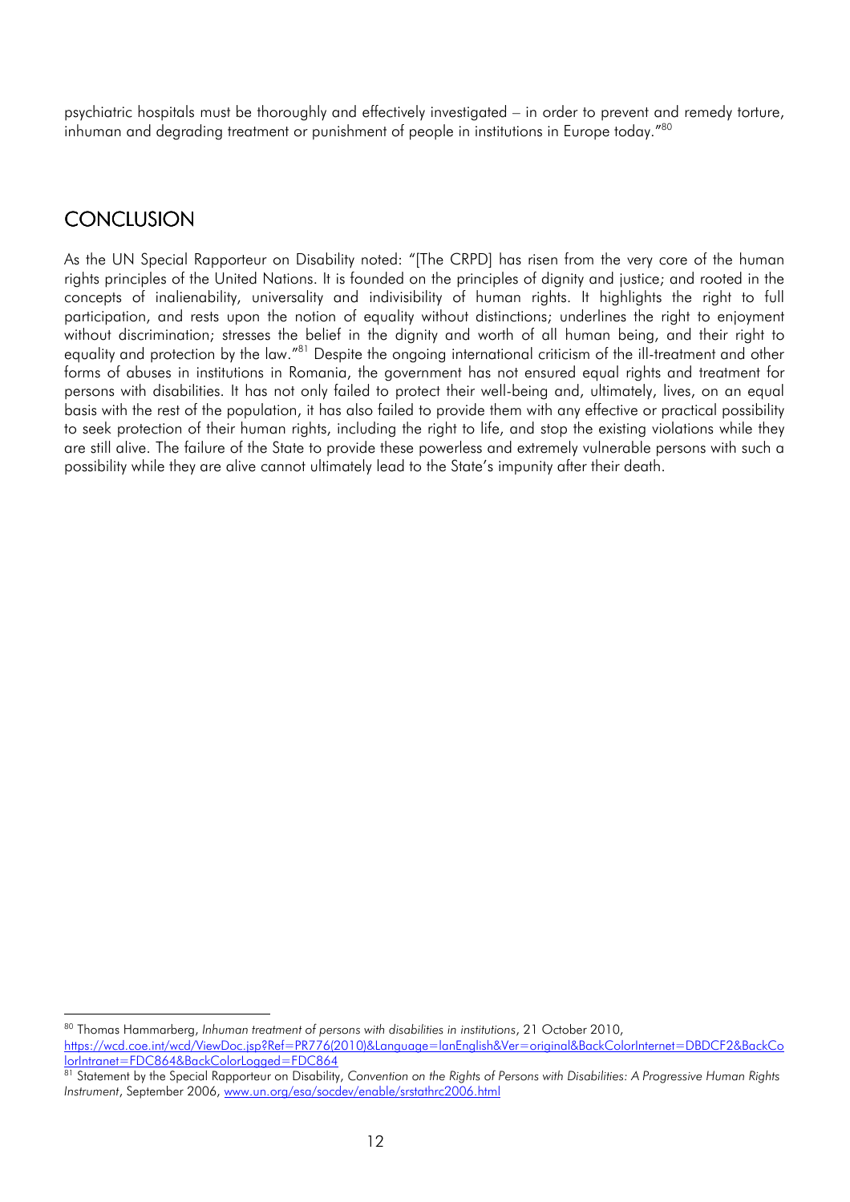psychiatric hospitals must be thoroughly and effectively investigated – in order to prevent and remedy torture, inhuman and degrading treatment or punishment of people in institutions in Europe today."[80]

## CONCLUSION

As the UN Special Rapporteur on Disability noted: "[The CRPD] has risen from the very core of the human rights principles of the United Nations. It is founded on the principles of dignity and justice; and rooted in the concepts of inalienability, universality and indivisibility of human rights. It highlights the right to full participation, and rests upon the notion of equality without distinctions; underlines the right to enjoyment without discrimination; stresses the belief in the dignity and worth of all human being, and their right to equality and protection by the law."[81] Despite the ongoing international criticism of the ill-treatment and other forms of abuses in institutions in Romania, the government has not ensured equal rights and treatment for persons with disabilities. It has not only failed to protect their well-being and, ultimately, lives, on an equal basis with the rest of the population, it has also failed to provide them with any effective or practical possibility to seek protection of their human rights, including the right to life, and stop the existing violations while they are still alive. The failure of the State to provide these powerless and extremely vulnerable persons with such a possibility while they are alive cannot ultimately lead to the State's impunity after their death.

---

[80] Thomas Hammarberg, *Inhuman treatment of persons with disabilities in institutions*, 21 October 2010, https://wcd.coe.int/wcd/ViewDoc.jsp?Ref=PR776(2010)&Language=lanEnglish&Ver=original&BackColorInternet=DBDCF2&BackColorIntranet=FDC864&BackColorLogged=FDC864

[81] Statement by the Special Rapporteur on Disability, *Convention on the Rights of Persons with Disabilities: A Progressive Human Rights Instrument*, September 2006, www.un.org/esa/socdev/enable/srstathrc2006.html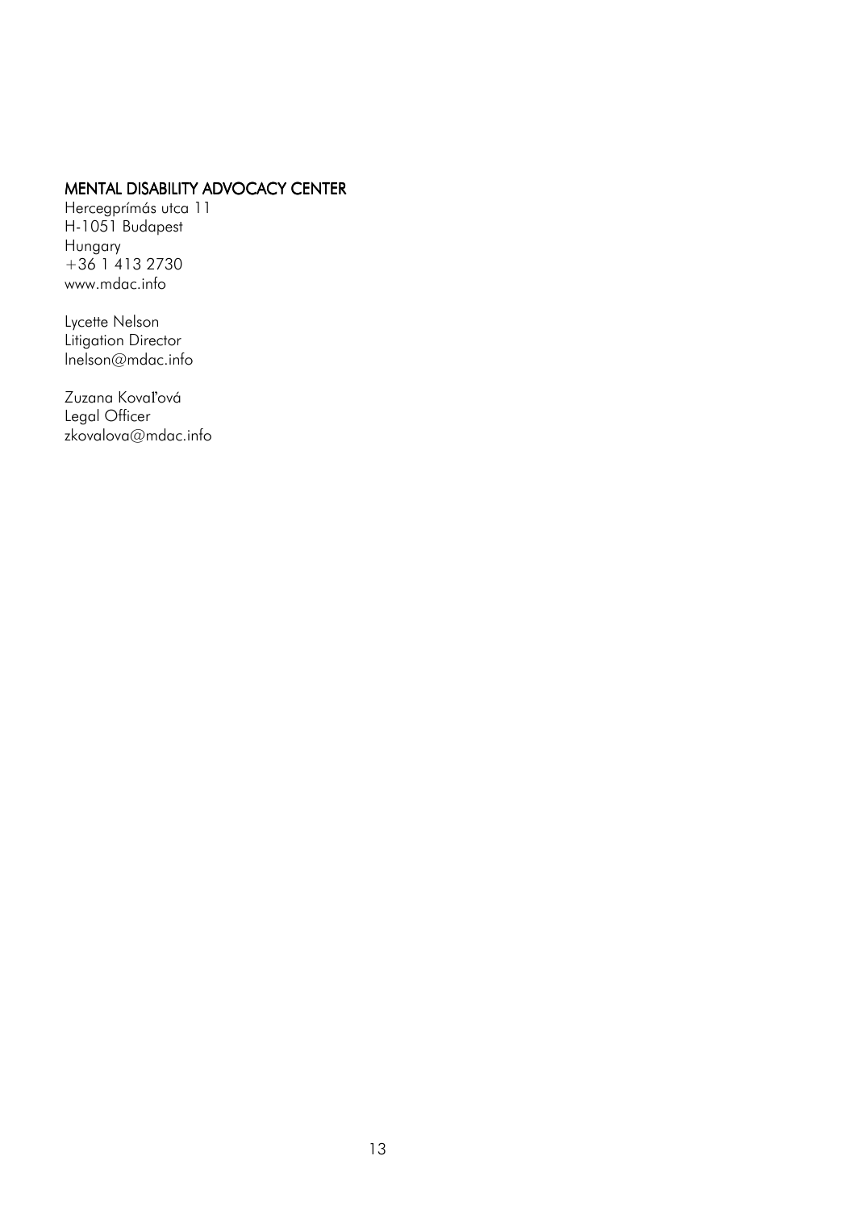**MENTAL DISABILITY ADVOCACY CENTER**
Hercegprímás utca 11
H-1051 Budapest
Hungary
+36 1 413 2730
www.mdac.info

Lycette Nelson
Litigation Director
lnelson@mdac.info

Zuzana Kovaľová
Legal Officer
zkovalova@mdac.info